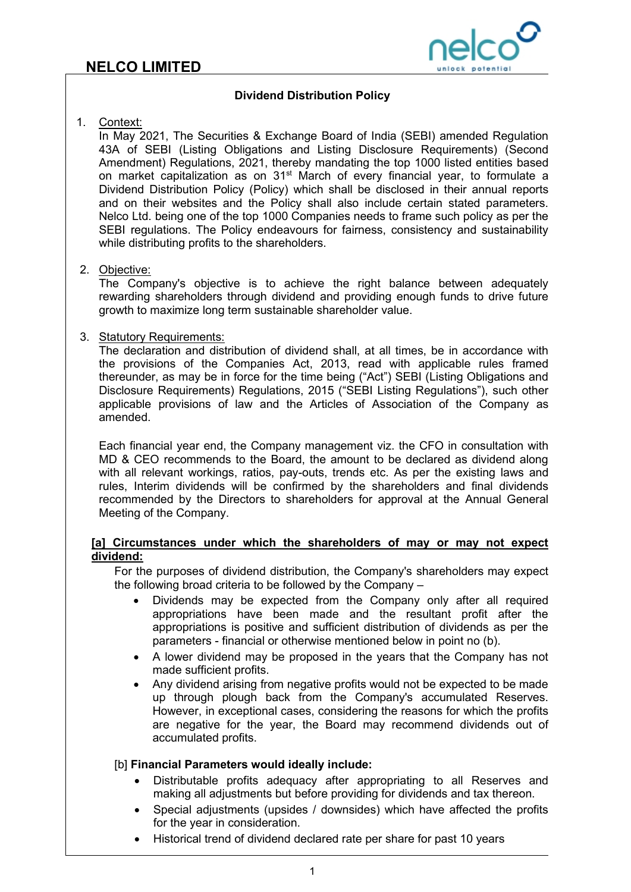# NELCO LIMITED

## Dividend Distribution Policy

1. Context:
   In May 2021, The Securities & Exchange Board of India (SEBI) amended Regulation 43A of SEBI (Listing Obligations and Listing Disclosure Requirements) (Second Amendment) Regulations, 2021, thereby mandating the top 1000 listed entities based on market capitalization as on 31st March of every financial year, to formulate a Dividend Distribution Policy (Policy) which shall be disclosed in their annual reports and on their websites and the Policy shall also include certain stated parameters. Nelco Ltd. being one of the top 1000 Companies needs to frame such policy as per the SEBI regulations. The Policy endeavours for fairness, consistency and sustainability while distributing profits to the shareholders.

2. Objective:
   The Company's objective is to achieve the right balance between adequately rewarding shareholders through dividend and providing enough funds to drive future growth to maximize long term sustainable shareholder value.

3. Statutory Requirements:
   The declaration and distribution of dividend shall, at all times, be in accordance with the provisions of the Companies Act, 2013, read with applicable rules framed thereunder, as may be in force for the time being ("Act") SEBI (Listing Obligations and Disclosure Requirements) Regulations, 2015 ("SEBI Listing Regulations"), such other applicable provisions of law and the Articles of Association of the Company as amended.

   Each financial year end, the Company management viz. the CFO in consultation with MD & CEO recommends to the Board, the amount to be declared as dividend along with all relevant workings, ratios, pay-outs, trends etc. As per the existing laws and rules, Interim dividends will be confirmed by the shareholders and final dividends recommended by the Directors to shareholders for approval at the Annual General Meeting of the Company.

**[a] Circumstances under which the shareholders of may or may not expect dividend:**

For the purposes of dividend distribution, the Company's shareholders may expect the following broad criteria to be followed by the Company –

- Dividends may be expected from the Company only after all required appropriations have been made and the resultant profit after the appropriations is positive and sufficient distribution of dividends as per the parameters - financial or otherwise mentioned below in point no (b).
- A lower dividend may be proposed in the years that the Company has not made sufficient profits.
- Any dividend arising from negative profits would not be expected to be made up through plough back from the Company's accumulated Reserves. However, in exceptional cases, considering the reasons for which the profits are negative for the year, the Board may recommend dividends out of accumulated profits.

[b] **Financial Parameters would ideally include:**

- Distributable profits adequacy after appropriating to all Reserves and making all adjustments but before providing for dividends and tax thereon.
- Special adjustments (upsides / downsides) which have affected the profits for the year in consideration.
- Historical trend of dividend declared rate per share for past 10 years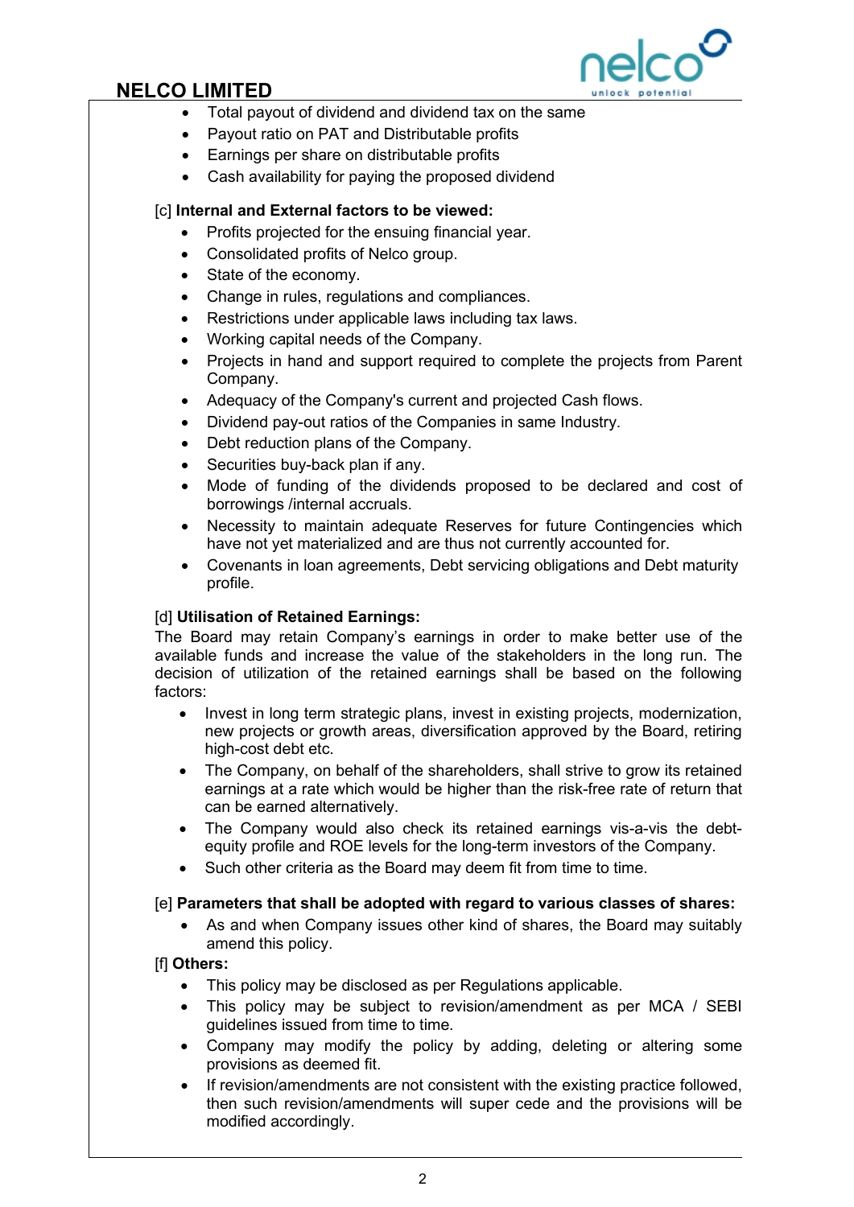- Total payout of dividend and dividend tax on the same
- Payout ratio on PAT and Distributable profits
- Earnings per share on distributable profits
- Cash availability for paying the proposed dividend

[c] **Internal and External factors to be viewed:**

- Profits projected for the ensuing financial year.
- Consolidated profits of Nelco group.
- State of the economy.
- Change in rules, regulations and compliances.
- Restrictions under applicable laws including tax laws.
- Working capital needs of the Company.
- Projects in hand and support required to complete the projects from Parent Company.
- Adequacy of the Company's current and projected Cash flows.
- Dividend pay-out ratios of the Companies in same Industry.
- Debt reduction plans of the Company.
- Securities buy-back plan if any.
- Mode of funding of the dividends proposed to be declared and cost of borrowings /internal accruals.
- Necessity to maintain adequate Reserves for future Contingencies which have not yet materialized and are thus not currently accounted for.
- Covenants in loan agreements, Debt servicing obligations and Debt maturity profile.

[d] **Utilisation of Retained Earnings:**

The Board may retain Company's earnings in order to make better use of the available funds and increase the value of the stakeholders in the long run. The decision of utilization of the retained earnings shall be based on the following factors:

- Invest in long term strategic plans, invest in existing projects, modernization, new projects or growth areas, diversification approved by the Board, retiring high-cost debt etc.
- The Company, on behalf of the shareholders, shall strive to grow its retained earnings at a rate which would be higher than the risk-free rate of return that can be earned alternatively.
- The Company would also check its retained earnings vis-a-vis the debt-equity profile and ROE levels for the long-term investors of the Company.
- Such other criteria as the Board may deem fit from time to time.

[e] **Parameters that shall be adopted with regard to various classes of shares:**

- As and when Company issues other kind of shares, the Board may suitably amend this policy.

[f] **Others:**

- This policy may be disclosed as per Regulations applicable.
- This policy may be subject to revision/amendment as per MCA / SEBI guidelines issued from time to time.
- Company may modify the policy by adding, deleting or altering some provisions as deemed fit.
- If revision/amendments are not consistent with the existing practice followed, then such revision/amendments will super cede and the provisions will be modified accordingly.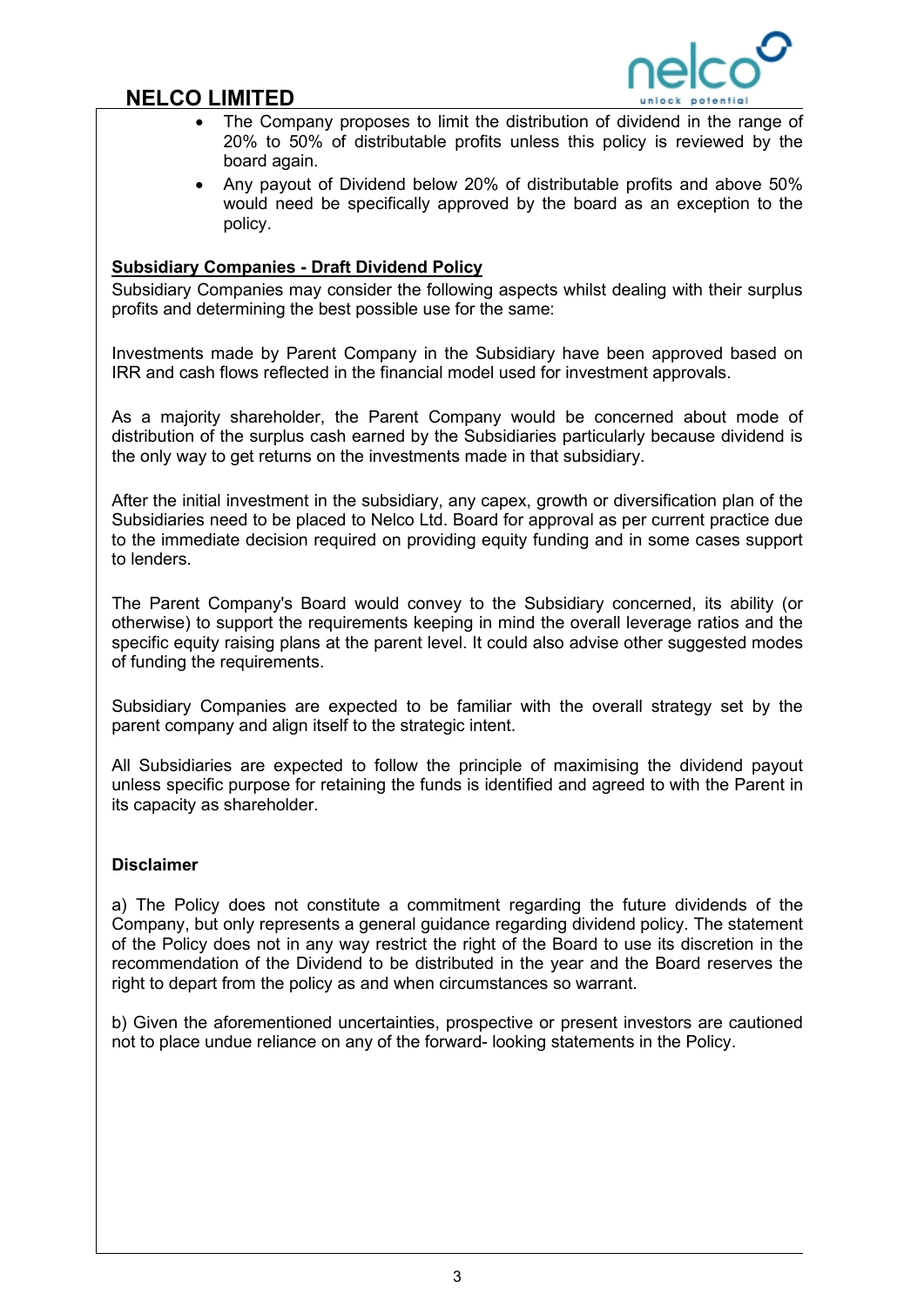- The Company proposes to limit the distribution of dividend in the range of 20% to 50% of distributable profits unless this policy is reviewed by the board again.
- Any payout of Dividend below 20% of distributable profits and above 50% would need be specifically approved by the board as an exception to the policy.

**Subsidiary Companies - Draft Dividend Policy**

Subsidiary Companies may consider the following aspects whilst dealing with their surplus profits and determining the best possible use for the same:

Investments made by Parent Company in the Subsidiary have been approved based on IRR and cash flows reflected in the financial model used for investment approvals.

As a majority shareholder, the Parent Company would be concerned about mode of distribution of the surplus cash earned by the Subsidiaries particularly because dividend is the only way to get returns on the investments made in that subsidiary.

After the initial investment in the subsidiary, any capex, growth or diversification plan of the Subsidiaries need to be placed to Nelco Ltd. Board for approval as per current practice due to the immediate decision required on providing equity funding and in some cases support to lenders.

The Parent Company's Board would convey to the Subsidiary concerned, its ability (or otherwise) to support the requirements keeping in mind the overall leverage ratios and the specific equity raising plans at the parent level. It could also advise other suggested modes of funding the requirements.

Subsidiary Companies are expected to be familiar with the overall strategy set by the parent company and align itself to the strategic intent.

All Subsidiaries are expected to follow the principle of maximising the dividend payout unless specific purpose for retaining the funds is identified and agreed to with the Parent in its capacity as shareholder.

**Disclaimer**

a) The Policy does not constitute a commitment regarding the future dividends of the Company, but only represents a general guidance regarding dividend policy. The statement of the Policy does not in any way restrict the right of the Board to use its discretion in the recommendation of the Dividend to be distributed in the year and the Board reserves the right to depart from the policy as and when circumstances so warrant.

b) Given the aforementioned uncertainties, prospective or present investors are cautioned not to place undue reliance on any of the forward- looking statements in the Policy.